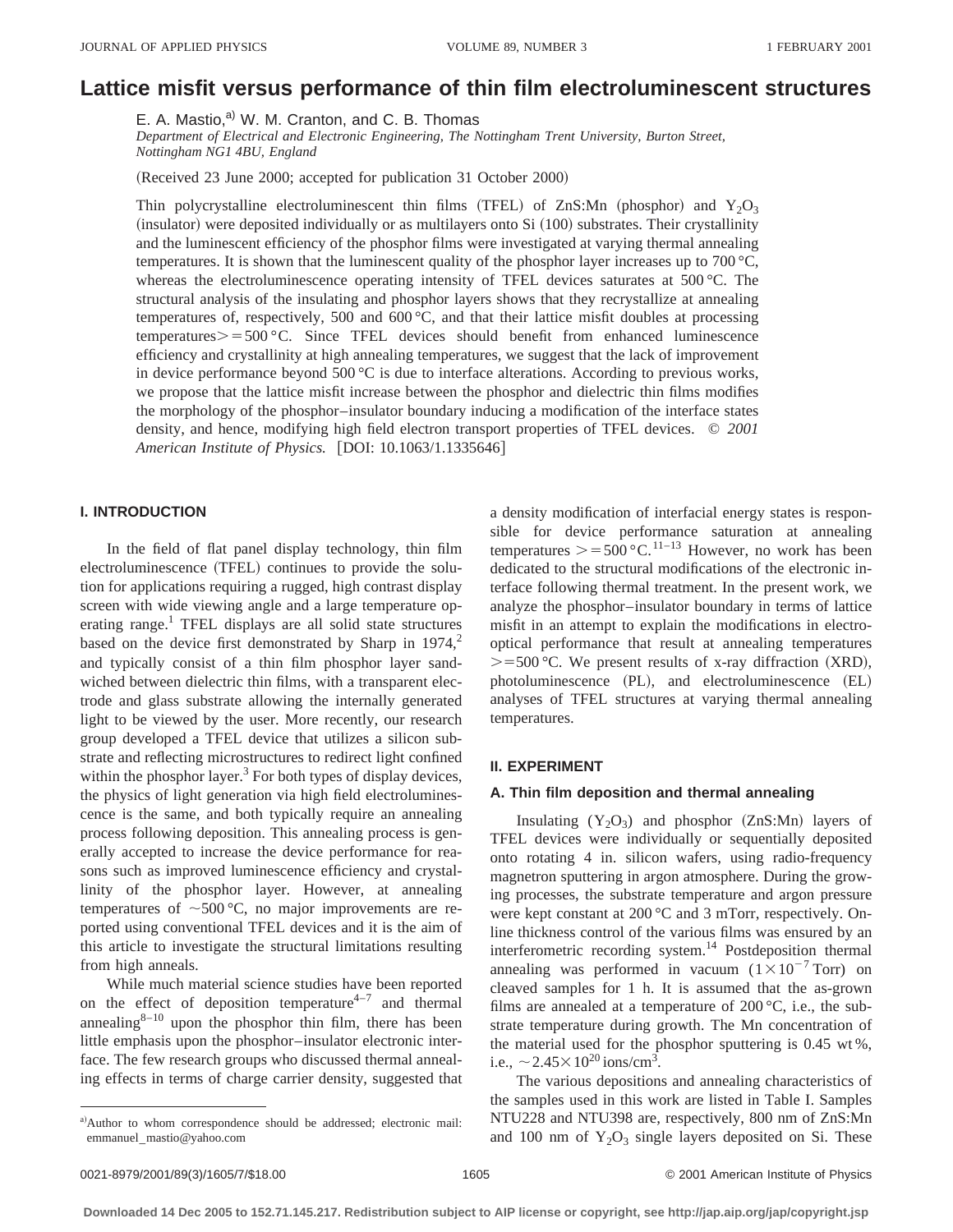# Lattice misfit versus performance of thin film electroluminescent structures

E. A. Mastio,[a] W. M. Cranton, and C. B. Thomas

*Department of Electrical and Electronic Engineering, The Nottingham Trent University, Burton Street, Nottingham NG1 4BU, England*

(Received 23 June 2000; accepted for publication 31 October 2000)

Thin polycrystalline electroluminescent thin films (TFEL) of ZnS:Mn (phosphor) and $Y_2O_3$ (insulator) were deposited individually or as multilayers onto Si (100) substrates. Their crystallinity and the luminescent efficiency of the phosphor films were investigated at varying thermal annealing temperatures. It is shown that the luminescent quality of the phosphor layer increases up to 700 °C, whereas the electroluminescence operating intensity of TFEL devices saturates at 500 °C. The structural analysis of the insulating and phosphor layers shows that they recrystallize at annealing temperatures of, respectively, 500 and 600 °C, and that their lattice misfit doubles at processing temperatures >=500 °C. Since TFEL devices should benefit from enhanced luminescence efficiency and crystallinity at high annealing temperatures, we suggest that the lack of improvement in device performance beyond 500 °C is due to interface alterations. According to previous works, we propose that the lattice misfit increase between the phosphor and dielectric thin films modifies the morphology of the phosphor–insulator boundary inducing a modification of the interface states density, and hence, modifying high field electron transport properties of TFEL devices. © *2001 American Institute of Physics.* [DOI: 10.1063/1.1335646]

## I. INTRODUCTION

In the field of flat panel display technology, thin film electroluminescence (TFEL) continues to provide the solution for applications requiring a rugged, high contrast display screen with wide viewing angle and a large temperature operating range.[1] TFEL displays are all solid state structures based on the device first demonstrated by Sharp in 1974,[2] and typically consist of a thin film phosphor layer sandwiched between dielectric thin films, with a transparent electrode and glass substrate allowing the internally generated light to be viewed by the user. More recently, our research group developed a TFEL device that utilizes a silicon substrate and reflecting microstructures to redirect light confined within the phosphor layer.[3] For both types of display devices, the physics of light generation via high field electroluminescence is the same, and both typically require an annealing process following deposition. This annealing process is generally accepted to increase the device performance for reasons such as improved luminescence efficiency and crystallinity of the phosphor layer. However, at annealing temperatures of ~500 °C, no major improvements are reported using conventional TFEL devices and it is the aim of this article to investigate the structural limitations resulting from high anneals.

While much material science studies have been reported on the effect of deposition temperature[4–7] and thermal annealing[8–10] upon the phosphor thin film, there has been little emphasis upon the phosphor–insulator electronic interface. The few research groups who discussed thermal annealing effects in terms of charge carrier density, suggested that a density modification of interfacial energy states is responsible for device performance saturation at annealing temperatures >=500 °C.[11–13] However, no work has been dedicated to the structural modifications of the electronic interface following thermal treatment. In the present work, we analyze the phosphor–insulator boundary in terms of lattice misfit in an attempt to explain the modifications in electro-optical performance that result at annealing temperatures >=500 °C. We present results of x-ray diffraction (XRD), photoluminescence (PL), and electroluminescence (EL) analyses of TFEL structures at varying thermal annealing temperatures.

## II. EXPERIMENT

### A. Thin film deposition and thermal annealing

Insulating ($Y_2O_3$) and phosphor (ZnS:Mn) layers of TFEL devices were individually or sequentially deposited onto rotating 4 in. silicon wafers, using radio-frequency magnetron sputtering in argon atmosphere. During the growing processes, the substrate temperature and argon pressure were kept constant at 200 °C and 3 mTorr, respectively. Online thickness control of the various films was ensured by an interferometric recording system.[14] Postdeposition thermal annealing was performed in vacuum ($1\times10^{-7}$ Torr) on cleaved samples for 1 h. It is assumed that the as-grown films are annealed at a temperature of 200 °C, i.e., the substrate temperature during growth. The Mn concentration of the material used for the phosphor sputtering is 0.45 wt %, i.e., $\sim 2.45\times10^{20}$ ions/cm$^3$.

The various depositions and annealing characteristics of the samples used in this work are listed in Table I. Samples NTU228 and NTU398 are, respectively, 800 nm of ZnS:Mn and 100 nm of $Y_2O_3$ single layers deposited on Si. These

[a] Author to whom correspondence should be addressed; electronic mail: emmanuel_mastio@yahoo.com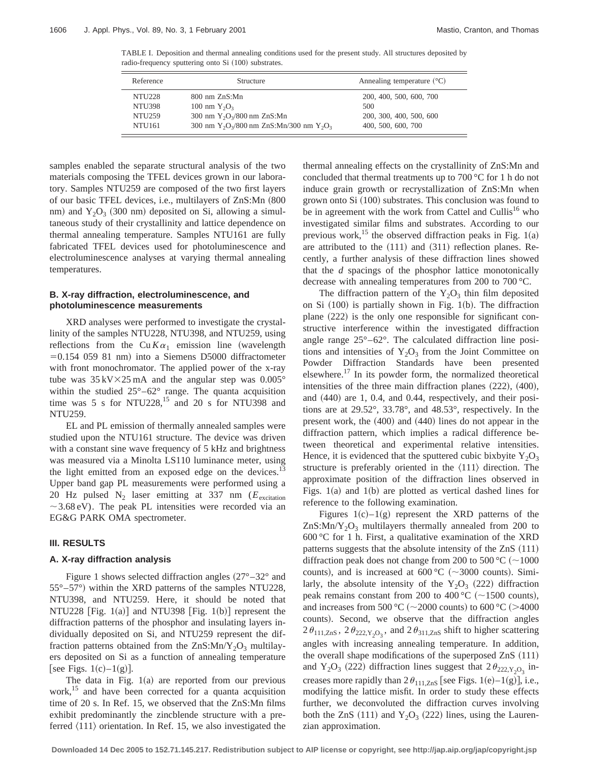TABLE I. Deposition and thermal annealing conditions used for the present study. All structures deposited by radio-frequency sputtering onto Si (100) substrates.

| Reference | Structure | Annealing temperature (°C) |
|---|---|---|
| NTU228 | 800 nm ZnS:Mn | 200, 400, 500, 600, 700 |
| NTU398 | 100 nm $Y_2O_3$ | 500 |
| NTU259 | 300 nm $Y_2O_3$/800 nm ZnS:Mn | 200, 300, 400, 500, 600 |
| NTU161 | 300 nm $Y_2O_3$/800 nm ZnS:Mn/300 nm $Y_2O_3$ | 400, 500, 600, 700 |

samples enabled the separate structural analysis of the two materials composing the TFEL devices grown in our laboratory. Samples NTU259 are composed of the two first layers of our basic TFEL devices, i.e., multilayers of ZnS:Mn (800 nm) and $Y_2O_3$ (300 nm) deposited on Si, allowing a simultaneous study of their crystallinity and lattice dependence on thermal annealing temperature. Samples NTU161 are fully fabricated TFEL devices used for photoluminescence and electroluminescence analyses at varying thermal annealing temperatures.

### B. X-ray diffraction, electroluminescence, and photoluminescence measurements

XRD analyses were performed to investigate the crystallinity of the samples NTU228, NTU398, and NTU259, using reflections from the Cu $K\alpha_1$ emission line (wavelength $=0.154\ 059\ 81$ nm) into a Siemens D5000 diffractometer with front monochromator. The applied power of the x-ray tube was $35\,\text{kV}\times25\,\text{mA}$ and the angular step was 0.005° within the studied 25°–62° range. The quanta acquisition time was 5 s for NTU228,[15] and 20 s for NTU398 and NTU259.

EL and PL emission of thermally annealed samples were studied upon the NTU161 structure. The device was driven with a constant sine wave frequency of 5 kHz and brightness was measured via a Minolta LS110 luminance meter, using the light emitted from an exposed edge on the devices.[13] Upper band gap PL measurements were performed using a 20 Hz pulsed $N_2$ laser emitting at 337 nm ($E_{\text{excitation}}$ $\sim3.68$ eV). The peak PL intensities were recorded via an EG&G PARK OMA spectrometer.

## III. RESULTS

### A. X-ray diffraction analysis

Figure 1 shows selected diffraction angles (27°–32° and 55°–57°) within the XRD patterns of the samples NTU228, NTU398, and NTU259. Here, it should be noted that NTU228 [Fig. 1(a)] and NTU398 [Fig. 1(b)] represent the diffraction patterns of the phosphor and insulating layers individually deposited on Si, and NTU259 represent the diffraction patterns obtained from the ZnS:Mn/$Y_2O_3$ multilayers deposited on Si as a function of annealing temperature [see Figs. 1(c)–1(g)].

The data in Fig. 1(a) are reported from our previous work,[15] and have been corrected for a quanta acquisition time of 20 s. In Ref. 15, we observed that the ZnS:Mn films exhibit predominantly the zincblende structure with a preferred ⟨111⟩ orientation. In Ref. 15, we also investigated the thermal annealing effects on the crystallinity of ZnS:Mn and concluded that thermal treatments up to 700 °C for 1 h do not induce grain growth or recrystallization of ZnS:Mn when grown onto Si (100) substrates. This conclusion was found to be in agreement with the work from Cattel and Cullis[16] who investigated similar films and substrates. According to our previous work,[15] the observed diffraction peaks in Fig. 1(a) are attributed to the (111) and (311) reflection planes. Recently, a further analysis of these diffraction lines showed that the *d* spacings of the phosphor lattice monotonically decrease with annealing temperatures from 200 to 700 °C.

The diffraction pattern of the $Y_2O_3$ thin film deposited on Si (100) is partially shown in Fig. 1(b). The diffraction plane (222) is the only one responsible for significant constructive interference within the investigated diffraction angle range 25°–62°. The calculated diffraction line positions and intensities of $Y_2O_3$ from the Joint Committee on Powder Diffraction Standards have been presented elsewhere.[17] In its powder form, the normalized theoretical intensities of the three main diffraction planes (222), (400), and (440) are 1, 0.4, and 0.44, respectively, and their positions are at 29.52°, 33.78°, and 48.53°, respectively. In the present work, the (400) and (440) lines do not appear in the diffraction pattern, which implies a radical difference between theoretical and experimental relative intensities. Hence, it is evidenced that the sputtered cubic bixbyite $Y_2O_3$ structure is preferably oriented in the ⟨111⟩ direction. The approximate position of the diffraction lines observed in Figs. 1(a) and 1(b) are plotted as vertical dashed lines for reference to the following examination.

Figures 1(c)–1(g) represent the XRD patterns of the ZnS:Mn/$Y_2O_3$ multilayers thermally annealed from 200 to 600 °C for 1 h. First, a qualitative examination of the XRD patterns suggests that the absolute intensity of the ZnS (111) diffraction peak does not change from 200 to 500 °C ($\sim$1000 counts), and is increased at 600 °C ($\sim$3000 counts). Similarly, the absolute intensity of the $Y_2O_3$ (222) diffraction peak remains constant from 200 to 400 °C ($\sim$1500 counts), and increases from 500 °C ($\sim$2000 counts) to 600 °C ($>$4000 counts). Second, we observe that the diffraction angles $2\theta_{111,\text{ZnS}}$, $2\theta_{222,\text{Y}_2\text{O}_3}$, and $2\theta_{311,\text{ZnS}}$ shift to higher scattering angles with increasing annealing temperature. In addition, the overall shape modifications of the superposed ZnS (111) and $Y_2O_3$ (222) diffraction lines suggest that $2\theta_{222,\text{Y}_2\text{O}_3}$ increases more rapidly than $2\theta_{111,\text{ZnS}}$ [see Figs. 1(e)–1(g)], i.e., modifying the lattice misfit. In order to study these effects further, we deconvoluted the diffraction curves involving both the ZnS (111) and $Y_2O_3$ (222) lines, using the Laurenzian approximation.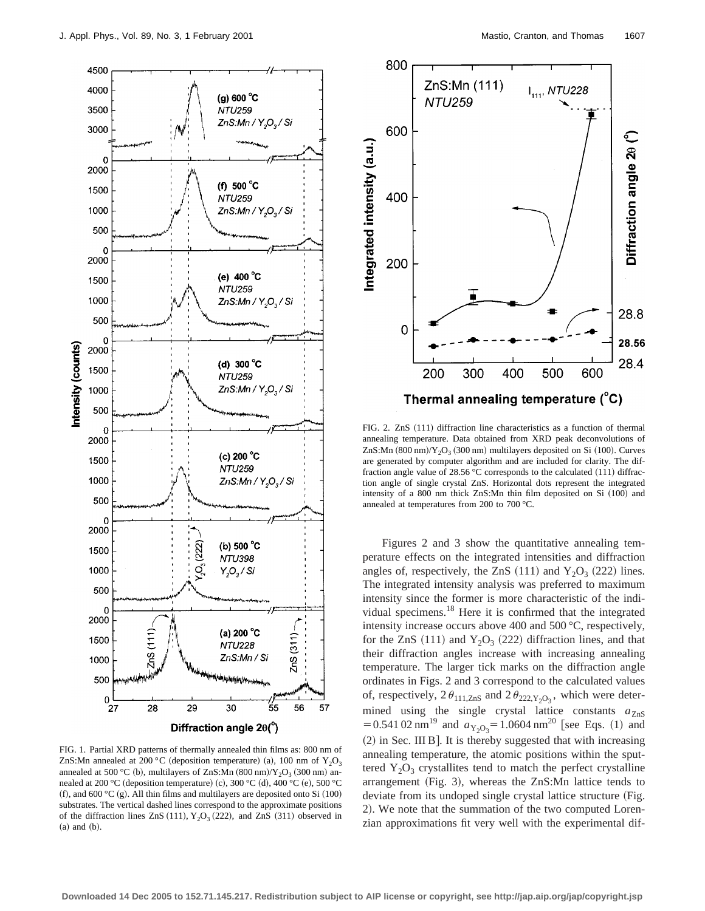FIG. 1. Partial XRD patterns of thermally annealed thin films as: 800 nm of ZnS:Mn annealed at 200 °C (deposition temperature) (a), 100 nm of $Y_2O_3$ annealed at 500 °C (b), multilayers of ZnS:Mn (800 nm)/$Y_2O_3$ (300 nm) annealed at 200 °C (deposition temperature) (c), 300 °C (d), 400 °C (e), 500 °C (f), and 600 °C (g). All thin films and multilayers are deposited onto Si (100) substrates. The vertical dashed lines correspond to the approximate positions of the diffraction lines ZnS (111), $Y_2O_3$ (222), and ZnS (311) observed in (a) and (b).

FIG. 2. ZnS (111) diffraction line characteristics as a function of thermal annealing temperature. Data obtained from XRD peak deconvolutions of ZnS:Mn (800 nm)/$Y_2O_3$ (300 nm) multilayers deposited on Si (100). Curves are generated by computer algorithm and are included for clarity. The diffraction angle value of 28.56 °C corresponds to the calculated (111) diffraction angle of single crystal ZnS. Horizontal dots represent the integrated intensity of a 800 nm thick ZnS:Mn thin film deposited on Si (100) and annealed at temperatures from 200 to 700 °C.

Figures 2 and 3 show the quantitative annealing temperature effects on the integrated intensities and diffraction angles of, respectively, the ZnS (111) and $Y_2O_3$ (222) lines. The integrated intensity analysis was preferred to maximum intensity since the former is more characteristic of the individual specimens.[18] Here it is confirmed that the integrated intensity increase occurs above 400 and 500 °C, respectively, for the ZnS (111) and $Y_2O_3$ (222) diffraction lines, and that their diffraction angles increase with increasing annealing temperature. The larger tick marks on the diffraction angle ordinates in Figs. 2 and 3 correspond to the calculated values of, respectively, $2\theta_{111,\mathrm{ZnS}}$ and $2\theta_{222,\mathrm{Y_2O_3}}$, which were determined using the single crystal lattice constants $a_{\mathrm{ZnS}} = 0.54102$ nm[19] and $a_{\mathrm{Y_2O_3}} = 1.0604$ nm[20] [see Eqs. (1) and (2) in Sec. III B]. It is thereby suggested that with increasing annealing temperature, the atomic positions within the sputtered $Y_2O_3$ crystallites tend to match the perfect crystalline arrangement (Fig. 3), whereas the ZnS:Mn lattice tends to deviate from its undoped single crystal lattice structure (Fig. 2). We note that the summation of the two computed Lorenzian approximations fit very well with the experimental dif-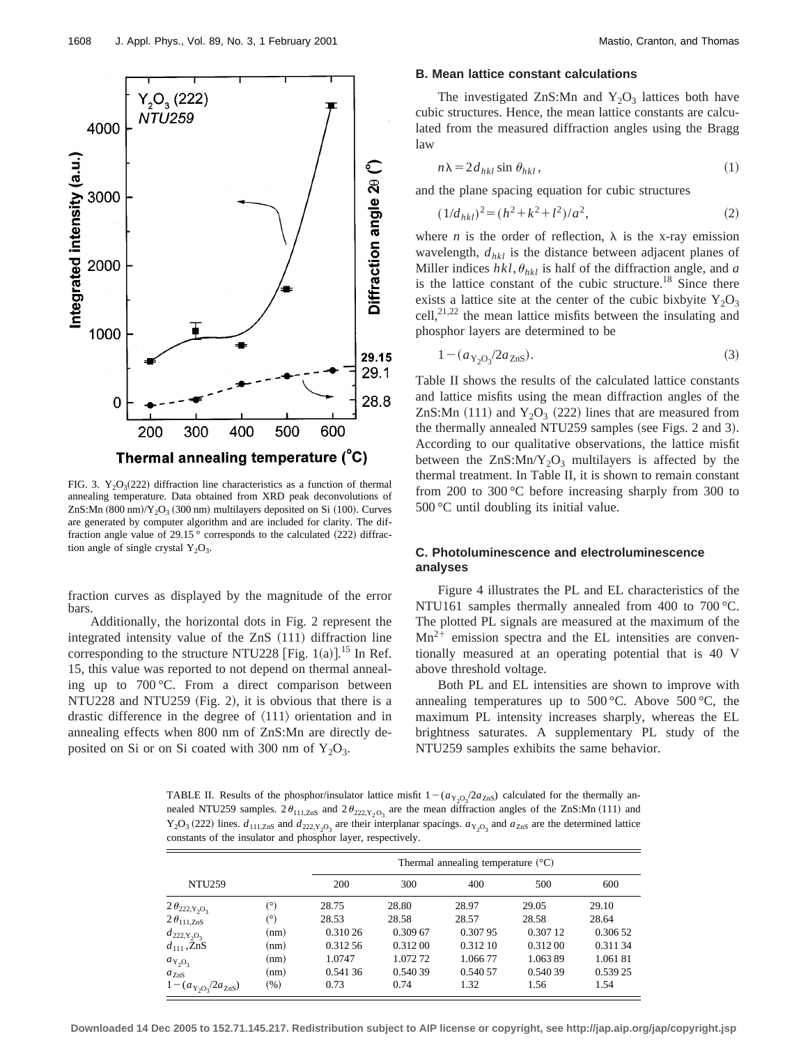FIG. 3. $Y_2O_3$(222) diffraction line characteristics as a function of thermal annealing temperature. Data obtained from XRD peak deconvolutions of ZnS:Mn (800 nm)/$Y_2O_3$ (300 nm) multilayers deposited on Si (100). Curves are generated by computer algorithm and are included for clarity. The diffraction angle value of 29.15° corresponds to the calculated (222) diffraction angle of single crystal $Y_2O_3$.

fraction curves as displayed by the magnitude of the error bars.

Additionally, the horizontal dots in Fig. 2 represent the integrated intensity value of the ZnS (111) diffraction line corresponding to the structure NTU228 [Fig. 1(a)].[15] In Ref. 15, this value was reported to not depend on thermal annealing up to 700 °C. From a direct comparison between NTU228 and NTU259 (Fig. 2), it is obvious that there is a drastic difference in the degree of ⟨111⟩ orientation and in annealing effects when 800 nm of ZnS:Mn are directly deposited on Si or on Si coated with 300 nm of $Y_2O_3$.

### B. Mean lattice constant calculations

The investigated ZnS:Mn and $Y_2O_3$ lattices both have cubic structures. Hence, the mean lattice constants are calculated from the measured diffraction angles using the Bragg law

$$n\lambda = 2 d_{hkl} \sin \theta_{hkl}, \tag{1}$$

and the plane spacing equation for cubic structures

$$(1/d_{hkl})^2 = (h^2 + k^2 + l^2)/a^2, \tag{2}$$

where $n$ is the order of reflection, $\lambda$ is the x-ray emission wavelength, $d_{hkl}$ is the distance between adjacent planes of Miller indices $hkl$, $\theta_{hkl}$ is half of the diffraction angle, and $a$ is the lattice constant of the cubic structure.[18] Since there exists a lattice site at the center of the cubic bixbyite $Y_2O_3$ cell,[21,22] the mean lattice misfits between the insulating and phosphor layers are determined to be

$$1 - (a_{Y_2O_3}/2a_{ZnS}). \tag{3}$$

Table II shows the results of the calculated lattice constants and lattice misfits using the mean diffraction angles of the ZnS:Mn (111) and $Y_2O_3$ (222) lines that are measured from the thermally annealed NTU259 samples (see Figs. 2 and 3). According to our qualitative observations, the lattice misfit between the ZnS:Mn/$Y_2O_3$ multilayers is affected by the thermal treatment. In Table II, it is shown to remain constant from 200 to 300 °C before increasing sharply from 300 to 500 °C until doubling its initial value.

### C. Photoluminescence and electroluminescence analyses

Figure 4 illustrates the PL and EL characteristics of the NTU161 samples thermally annealed from 400 to 700 °C. The plotted PL signals are measured at the maximum of the $Mn^{2+}$ emission spectra and the EL intensities are conventionally measured at an operating potential that is 40 V above threshold voltage.

Both PL and EL intensities are shown to improve with annealing temperatures up to 500 °C. Above 500 °C, the maximum PL intensity increases sharply, whereas the EL brightness saturates. A supplementary PL study of the NTU259 samples exhibits the same behavior.

TABLE II. Results of the phosphor/insulator lattice misfit $1-(a_{Y_2O_3}/2a_{ZnS})$ calculated for the thermally annealed NTU259 samples. $2\theta_{111,ZnS}$ and $2\theta_{222,Y_2O_3}$ are the mean diffraction angles of the ZnS:Mn (111) and $Y_2O_3$ (222) lines. $d_{111,ZnS}$ and $d_{222,Y_2O_3}$ are their interplanar spacings. $a_{Y_2O_3}$ and $a_{ZnS}$ are the determined lattice constants of the insulator and phosphor layer, respectively.

| NTU259 | | Thermal annealing temperature (°C) | | | | |
|---|---|---|---|---|---|---|
| | | 200 | 300 | 400 | 500 | 600 |
| $2\theta_{222,Y_2O_3}$ | (°) | 28.75 | 28.80 | 28.97 | 29.05 | 29.10 |
| $2\theta_{111,ZnS}$ | (°) | 28.53 | 28.58 | 28.57 | 28.58 | 28.64 |
| $d_{222,Y_2O_3}$ | (nm) | 0.310 26 | 0.309 67 | 0.307 95 | 0.307 12 | 0.306 52 |
| $d_{111}$, ZnS | (nm) | 0.312 56 | 0.312 00 | 0.312 10 | 0.312 00 | 0.311 34 |
| $a_{Y_2O_3}$ | (nm) | 1.0747 | 1.072 72 | 1.066 77 | 1.063 89 | 1.061 81 |
| $a_{ZnS}$ | (nm) | 0.541 36 | 0.540 39 | 0.540 57 | 0.540 39 | 0.539 25 |
| $1-(a_{Y_2O_3}/2a_{ZnS})$ | (%) | 0.73 | 0.74 | 1.32 | 1.56 | 1.54 |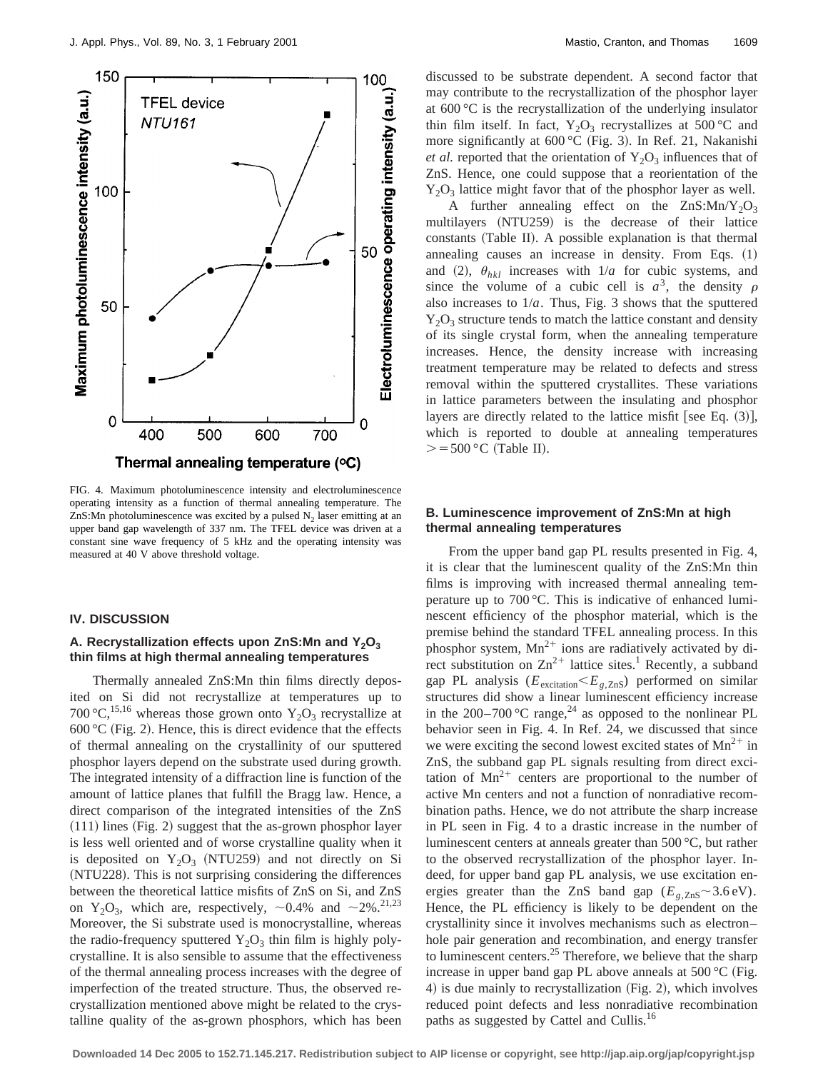FIG. 4. Maximum photoluminescence intensity and electroluminescence operating intensity as a function of thermal annealing temperature. The ZnS:Mn photoluminescence was excited by a pulsed $N_2$ laser emitting at an upper band gap wavelength of 337 nm. The TFEL device was driven at a constant sine wave frequency of 5 kHz and the operating intensity was measured at 40 V above threshold voltage.

## IV. DISCUSSION

### A. Recrystallization effects upon ZnS:Mn and $Y_2O_3$ thin films at high thermal annealing temperatures

Thermally annealed ZnS:Mn thin films directly deposited on Si did not recrystallize at temperatures up to 700 °C,[15,16] whereas those grown onto $Y_2O_3$ recrystallize at 600 °C (Fig. 2). Hence, this is direct evidence that the effects of thermal annealing on the crystallinity of our sputtered phosphor layers depend on the substrate used during growth. The integrated intensity of a diffraction line is function of the amount of lattice planes that fulfill the Bragg law. Hence, a direct comparison of the integrated intensities of the ZnS (111) lines (Fig. 2) suggest that the as-grown phosphor layer is less well oriented and of worse crystalline quality when it is deposited on $Y_2O_3$ (NTU259) and not directly on Si (NTU228). This is not surprising considering the differences between the theoretical lattice misfits of ZnS on Si, and ZnS on $Y_2O_3$, which are, respectively, ~0.4% and ~2%.[21,23] Moreover, the Si substrate used is monocrystalline, whereas the radio-frequency sputtered $Y_2O_3$ thin film is highly polycrystalline. It is also sensible to assume that the effectiveness of the thermal annealing process increases with the degree of imperfection of the treated structure. Thus, the observed recrystallization mentioned above might be related to the crystalline quality of the as-grown phosphors, which has been discussed to be substrate dependent. A second factor that may contribute to the recrystallization of the phosphor layer at 600 °C is the recrystallization of the underlying insulator thin film itself. In fact, $Y_2O_3$ recrystallizes at 500 °C and more significantly at 600 °C (Fig. 3). In Ref. 21, Nakanishi *et al.* reported that the orientation of $Y_2O_3$ influences that of ZnS. Hence, one could suppose that a reorientation of the $Y_2O_3$ lattice might favor that of the phosphor layer as well.

A further annealing effect on the ZnS:Mn/$Y_2O_3$ multilayers (NTU259) is the decrease of their lattice constants (Table II). A possible explanation is that thermal annealing causes an increase in density. From Eqs. (1) and (2), $\theta_{hkl}$ increases with $1/a$ for cubic systems, and since the volume of a cubic cell is $a^3$, the density $\rho$ also increases to $1/a$. Thus, Fig. 3 shows that the sputtered $Y_2O_3$ structure tends to match the lattice constant and density of its single crystal form, when the annealing temperature increases. Hence, the density increase with increasing treatment temperature may be related to defects and stress removal within the sputtered crystallites. These variations in lattice parameters between the insulating and phosphor layers are directly related to the lattice misfit [see Eq. (3)], which is reported to double at annealing temperatures $>= 500$ °C (Table II).

### B. Luminescence improvement of ZnS:Mn at high thermal annealing temperatures

From the upper band gap PL results presented in Fig. 4, it is clear that the luminescent quality of the ZnS:Mn thin films is improving with increased thermal annealing temperature up to 700 °C. This is indicative of enhanced luminescent efficiency of the phosphor material, which is the premise behind the standard TFEL annealing process. In this phosphor system, $Mn^{2+}$ ions are radiatively activated by direct substitution on $Zn^{2+}$ lattice sites.[1] Recently, a subband gap PL analysis ($E_{\text{excitation}} < E_{g,\text{ZnS}}$) performed on similar structures did show a linear luminescent efficiency increase in the 200–700 °C range,[24] as opposed to the nonlinear PL behavior seen in Fig. 4. In Ref. 24, we discussed that since we were exciting the second lowest excited states of $Mn^{2+}$ in ZnS, the subband gap PL signals resulting from direct excitation of $Mn^{2+}$ centers are proportional to the number of active Mn centers and not a function of nonradiative recombination paths. Hence, we do not attribute the sharp increase in PL seen in Fig. 4 to a drastic increase in the number of luminescent centers at anneals greater than 500 °C, but rather to the observed recrystallization of the phosphor layer. Indeed, for upper band gap PL analysis, we use excitation energies greater than the ZnS band gap ($E_{g,\text{ZnS}} \sim 3.6$ eV). Hence, the PL efficiency is likely to be dependent on the crystallinity since it involves mechanisms such as electron–hole pair generation and recombination, and energy transfer to luminescent centers.[25] Therefore, we believe that the sharp increase in upper band gap PL above anneals at 500 °C (Fig. 4) is due mainly to recrystallization (Fig. 2), which involves reduced point defects and less nonradiative recombination paths as suggested by Cattel and Cullis.[16]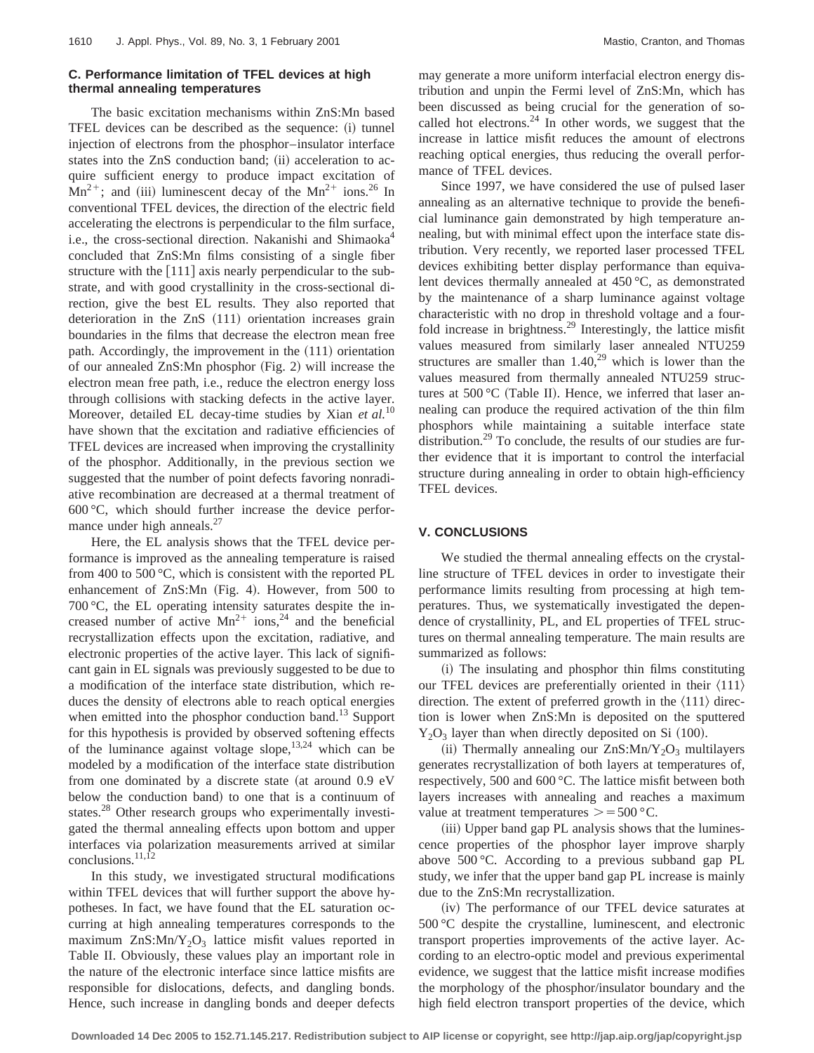### C. Performance limitation of TFEL devices at high thermal annealing temperatures

The basic excitation mechanisms within ZnS:Mn based TFEL devices can be described as the sequence: (i) tunnel injection of electrons from the phosphor–insulator interface states into the ZnS conduction band; (ii) acceleration to acquire sufficient energy to produce impact excitation of $Mn^{2+}$; and (iii) luminescent decay of the $Mn^{2+}$ ions.[26] In conventional TFEL devices, the direction of the electric field accelerating the electrons is perpendicular to the film surface, i.e., the cross-sectional direction. Nakanishi and Shimaoka[4] concluded that ZnS:Mn films consisting of a single fiber structure with the [111] axis nearly perpendicular to the substrate, and with good crystallinity in the cross-sectional direction, give the best EL results. They also reported that deterioration in the ZnS (111) orientation increases grain boundaries in the films that decrease the electron mean free path. Accordingly, the improvement in the (111) orientation of our annealed ZnS:Mn phosphor (Fig. 2) will increase the electron mean free path, i.e., reduce the electron energy loss through collisions with stacking defects in the active layer. Moreover, detailed EL decay-time studies by Xian *et al.*[10] have shown that the excitation and radiative efficiencies of TFEL devices are increased when improving the crystallinity of the phosphor. Additionally, in the previous section we suggested that the number of point defects favoring nonradiative recombination are decreased at a thermal treatment of 600 °C, which should further increase the device performance under high anneals.[27]

Here, the EL analysis shows that the TFEL device performance is improved as the annealing temperature is raised from 400 to 500 °C, which is consistent with the reported PL enhancement of ZnS:Mn (Fig. 4). However, from 500 to 700 °C, the EL operating intensity saturates despite the increased number of active $Mn^{2+}$ ions,[24] and the beneficial recrystallization effects upon the excitation, radiative, and electronic properties of the active layer. This lack of significant gain in EL signals was previously suggested to be due to a modification of the interface state distribution, which reduces the density of electrons able to reach optical energies when emitted into the phosphor conduction band.[13] Support for this hypothesis is provided by observed softening effects of the luminance against voltage slope,[13,24] which can be modeled by a modification of the interface state distribution from one dominated by a discrete state (at around 0.9 eV below the conduction band) to one that is a continuum of states.[28] Other research groups who experimentally investigated the thermal annealing effects upon bottom and upper interfaces via polarization measurements arrived at similar conclusions.[11,12]

In this study, we investigated structural modifications within TFEL devices that will further support the above hypotheses. In fact, we have found that the EL saturation occurring at high annealing temperatures corresponds to the maximum ZnS:Mn/$Y_2O_3$ lattice misfit values reported in Table II. Obviously, these values play an important role in the nature of the electronic interface since lattice misfits are responsible for dislocations, defects, and dangling bonds. Hence, such increase in dangling bonds and deeper defects may generate a more uniform interfacial electron energy distribution and unpin the Fermi level of ZnS:Mn, which has been discussed as being crucial for the generation of so-called hot electrons.[24] In other words, we suggest that the increase in lattice misfit reduces the amount of electrons reaching optical energies, thus reducing the overall performance of TFEL devices.

Since 1997, we have considered the use of pulsed laser annealing as an alternative technique to provide the beneficial luminance gain demonstrated by high temperature annealing, but with minimal effect upon the interface state distribution. Very recently, we reported laser processed TFEL devices exhibiting better display performance than equivalent devices thermally annealed at 450 °C, as demonstrated by the maintenance of a sharp luminance against voltage characteristic with no drop in threshold voltage and a four-fold increase in brightness.[29] Interestingly, the lattice misfit values measured from similarly laser annealed NTU259 structures are smaller than 1.40,[29] which is lower than the values measured from thermally annealed NTU259 structures at 500 °C (Table II). Hence, we inferred that laser annealing can produce the required activation of the thin film phosphors while maintaining a suitable interface state distribution.[29] To conclude, the results of our studies are further evidence that it is important to control the interfacial structure during annealing in order to obtain high-efficiency TFEL devices.

## V. CONCLUSIONS

We studied the thermal annealing effects on the crystalline structure of TFEL devices in order to investigate their performance limits resulting from processing at high temperatures. Thus, we systematically investigated the dependence of crystallinity, PL, and EL properties of TFEL structures on thermal annealing temperature. The main results are summarized as follows:

(i) The insulating and phosphor thin films constituting our TFEL devices are preferentially oriented in their ⟨111⟩ direction. The extent of preferred growth in the ⟨111⟩ direction is lower when ZnS:Mn is deposited on the sputtered $Y_2O_3$ layer than when directly deposited on Si (100).

(ii) Thermally annealing our ZnS:Mn/$Y_2O_3$ multilayers generates recrystallization of both layers at temperatures of, respectively, 500 and 600 °C. The lattice misfit between both layers increases with annealing and reaches a maximum value at treatment temperatures $>=500$ °C.

(iii) Upper band gap PL analysis shows that the luminescence properties of the phosphor layer improve sharply above 500 °C. According to a previous subband gap PL study, we infer that the upper band gap PL increase is mainly due to the ZnS:Mn recrystallization.

(iv) The performance of our TFEL device saturates at 500 °C despite the crystalline, luminescent, and electronic transport properties improvements of the active layer. According to an electro-optic model and previous experimental evidence, we suggest that the lattice misfit increase modifies the morphology of the phosphor/insulator boundary and the high field electron transport properties of the device, which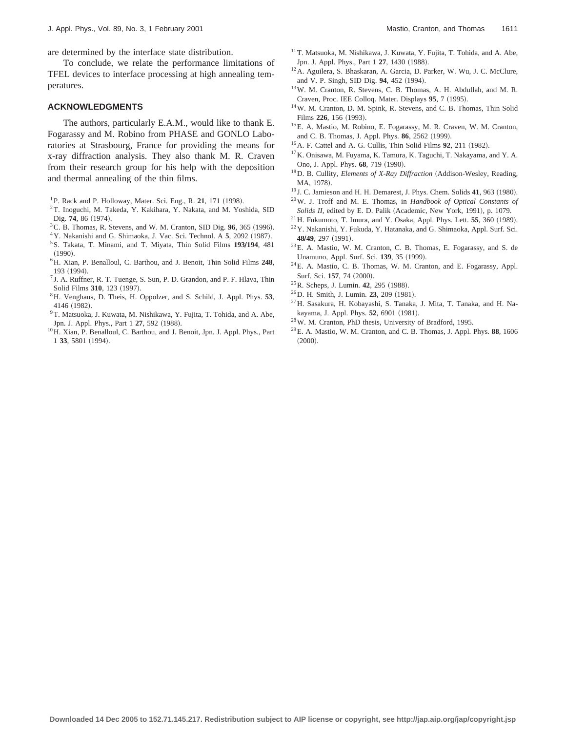are determined by the interface state distribution.

To conclude, we relate the performance limitations of TFEL devices to interface processing at high annealing temperatures.

## ACKNOWLEDGMENTS

The authors, particularly E.A.M., would like to thank E. Fogarassy and M. Robino from PHASE and GONLO Laboratories at Strasbourg, France for providing the means for x-ray diffraction analysis. They also thank M. R. Craven from their research group for his help with the deposition and thermal annealing of the thin films.

[1] P. Rack and P. Holloway, Mater. Sci. Eng., R. **21**, 171 (1998).
[2] T. Inoguchi, M. Takeda, Y. Kakihara, Y. Nakata, and M. Yoshida, SID Dig. **74**, 86 (1974).
[3] C. B. Thomas, R. Stevens, and W. M. Cranton, SID Dig. **96**, 365 (1996).
[4] Y. Nakanishi and G. Shimaoka, J. Vac. Sci. Technol. A **5**, 2092 (1987).
[5] S. Takata, T. Minami, and T. Miyata, Thin Solid Films **193/194**, 481 (1990).
[6] H. Xian, P. Benalloul, C. Barthou, and J. Benoit, Thin Solid Films **248**, 193 (1994).
[7] J. A. Ruffner, R. T. Tuenge, S. Sun, P. D. Grandon, and P. F. Hlava, Thin Solid Films **310**, 123 (1997).
[8] H. Venghaus, D. Theis, H. Oppolzer, and S. Schild, J. Appl. Phys. **53**, 4146 (1982).
[9] T. Matsuoka, J. Kuwata, M. Nishikawa, Y. Fujita, T. Tohida, and A. Abe, Jpn. J. Appl. Phys., Part 1 **27**, 592 (1988).
[10] H. Xian, P. Benalloul, C. Barthou, and J. Benoit, Jpn. J. Appl. Phys., Part 1 **33**, 5801 (1994).
[11] T. Matsuoka, M. Nishikawa, J. Kuwata, Y. Fujita, T. Tohida, and A. Abe, Jpn. J. Appl. Phys., Part 1 **27**, 1430 (1988).
[12] A. Aguilera, S. Bhaskaran, A. Garcia, D. Parker, W. Wu, J. C. McClure, and V. P. Singh, SID Dig. **94**, 452 (1994).
[13] W. M. Cranton, R. Stevens, C. B. Thomas, A. H. Abdullah, and M. R. Craven, Proc. IEE Colloq. Mater. Displays **95**, 7 (1995).
[14] W. M. Cranton, D. M. Spink, R. Stevens, and C. B. Thomas, Thin Solid Films **226**, 156 (1993).
[15] E. A. Mastio, M. Robino, E. Fogarassy, M. R. Craven, W. M. Cranton, and C. B. Thomas, J. Appl. Phys. **86**, 2562 (1999).
[16] A. F. Cattel and A. G. Cullis, Thin Solid Films **92**, 211 (1982).
[17] K. Onisawa, M. Fuyama, K. Tamura, K. Taguchi, T. Nakayama, and Y. A. Ono, J. Appl. Phys. **68**, 719 (1990).
[18] D. B. Cullity, *Elements of X-Ray Diffraction* (Addison-Wesley, Reading, MA, 1978).
[19] J. C. Jamieson and H. H. Demarest, J. Phys. Chem. Solids **41**, 963 (1980).
[20] W. J. Troff and M. E. Thomas, in *Handbook of Optical Constants of Solids II*, edited by E. D. Palik (Academic, New York, 1991), p. 1079.
[21] H. Fukumoto, T. Imura, and Y. Osaka, Appl. Phys. Lett. **55**, 360 (1989).
[22] Y. Nakanishi, Y. Fukuda, Y. Hatanaka, and G. Shimaoka, Appl. Surf. Sci. **48/49**, 297 (1991).
[23] E. A. Mastio, W. M. Cranton, C. B. Thomas, E. Fogarassy, and S. de Unamuno, Appl. Surf. Sci. **139**, 35 (1999).
[24] E. A. Mastio, C. B. Thomas, W. M. Cranton, and E. Fogarassy, Appl. Surf. Sci. **157**, 74 (2000).
[25] R. Scheps, J. Lumin. **42**, 295 (1988).
[26] D. H. Smith, J. Lumin. **23**, 209 (1981).
[27] H. Sasakura, H. Kobayashi, S. Tanaka, J. Mita, T. Tanaka, and H. Nakayama, J. Appl. Phys. **52**, 6901 (1981).
[28] W. M. Cranton, PhD thesis, University of Bradford, 1995.
[29] E. A. Mastio, W. M. Cranton, and C. B. Thomas, J. Appl. Phys. **88**, 1606 (2000).